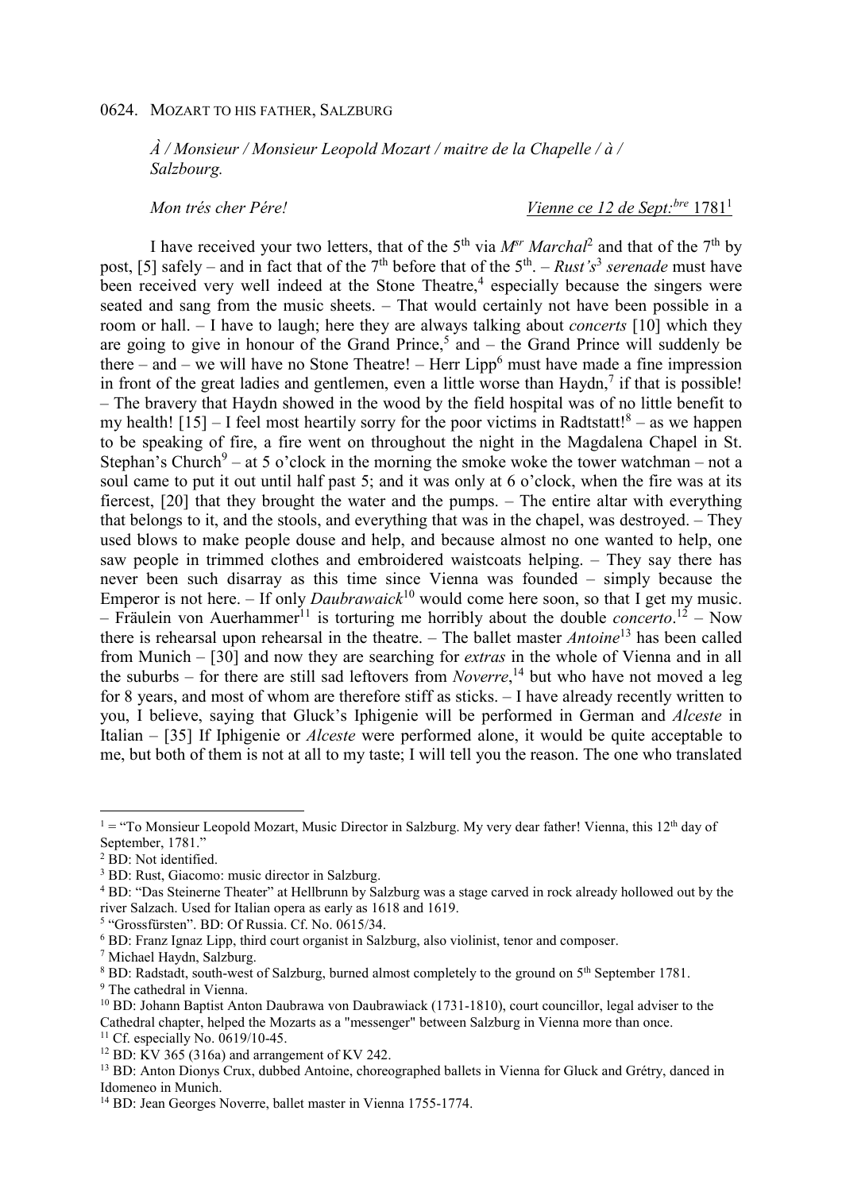0624. MOZART TO HIS FATHER, SALZBURG

*À / Monsieur / Monsieur Leopold Mozart / maitre de la Chapelle / à / Salzbourg.*

*Mon trés cher Pére!* *Vienne ce 12 de Sept:bre* 1781[1]

I have received your two letters, that of the 5th via *Msr Marchal*[2] and that of the 7th by post, [5] safely – and in fact that of the 7th before that of the 5th. – *Rust's*[3] *serenade* must have been received very well indeed at the Stone Theatre,[4] especially because the singers were seated and sang from the music sheets. – That would certainly not have been possible in a room or hall. – I have to laugh; here they are always talking about *concerts* [10] which they are going to give in honour of the Grand Prince,[5] and – the Grand Prince will suddenly be there – and – we will have no Stone Theatre! – Herr Lipp[6] must have made a fine impression in front of the great ladies and gentlemen, even a little worse than Haydn,[7] if that is possible! – The bravery that Haydn showed in the wood by the field hospital was of no little benefit to my health! [15] – I feel most heartily sorry for the poor victims in Radtstatt![8] – as we happen to be speaking of fire, a fire went on throughout the night in the Magdalena Chapel in St. Stephan's Church[9] – at 5 o'clock in the morning the smoke woke the tower watchman – not a soul came to put it out until half past 5; and it was only at 6 o'clock, when the fire was at its fiercest, [20] that they brought the water and the pumps. – The entire altar with everything that belongs to it, and the stools, and everything that was in the chapel, was destroyed. – They used blows to make people douse and help, and because almost no one wanted to help, one saw people in trimmed clothes and embroidered waistcoats helping. – They say there has never been such disarray as this time since Vienna was founded – simply because the Emperor is not here. – If only *Daubrawaick*[10] would come here soon, so that I get my music. – Fräulein von Auerhammer[11] is torturing me horribly about the double *concerto*.[12] – Now there is rehearsal upon rehearsal in the theatre. – The ballet master *Antoine*[13] has been called from Munich – [30] and now they are searching for *extras* in the whole of Vienna and in all the suburbs – for there are still sad leftovers from *Noverre*,[14] but who have not moved a leg for 8 years, and most of whom are therefore stiff as sticks. – I have already recently written to you, I believe, saying that Gluck's Iphigenie will be performed in German and *Alceste* in Italian – [35] If Iphigenie or *Alceste* were performed alone, it would be quite acceptable to me, but both of them is not at all to my taste; I will tell you the reason. The one who translated

---

[1] = "To Monsieur Leopold Mozart, Music Director in Salzburg. My very dear father! Vienna, this 12th day of September, 1781."

[2] BD: Not identified.

[3] BD: Rust, Giacomo: music director in Salzburg.

[4] BD: "Das Steinerne Theater" at Hellbrunn by Salzburg was a stage carved in rock already hollowed out by the river Salzach. Used for Italian opera as early as 1618 and 1619.

[5] "Grossfürsten". BD: Of Russia. Cf. No. 0615/34.

[6] BD: Franz Ignaz Lipp, third court organist in Salzburg, also violinist, tenor and composer.

[7] Michael Haydn, Salzburg.

[8] BD: Radstadt, south-west of Salzburg, burned almost completely to the ground on 5th September 1781.

[9] The cathedral in Vienna.

[10] BD: Johann Baptist Anton Daubrawa von Daubrawiack (1731-1810), court councillor, legal adviser to the Cathedral chapter, helped the Mozarts as a "messenger" between Salzburg in Vienna more than once.

[11] Cf. especially No. 0619/10-45.

[12] BD: KV 365 (316a) and arrangement of KV 242.

[13] BD: Anton Dionys Crux, dubbed Antoine, choreographed ballets in Vienna for Gluck and Grétry, danced in Idomeneo in Munich.

[14] BD: Jean Georges Noverre, ballet master in Vienna 1755-1774.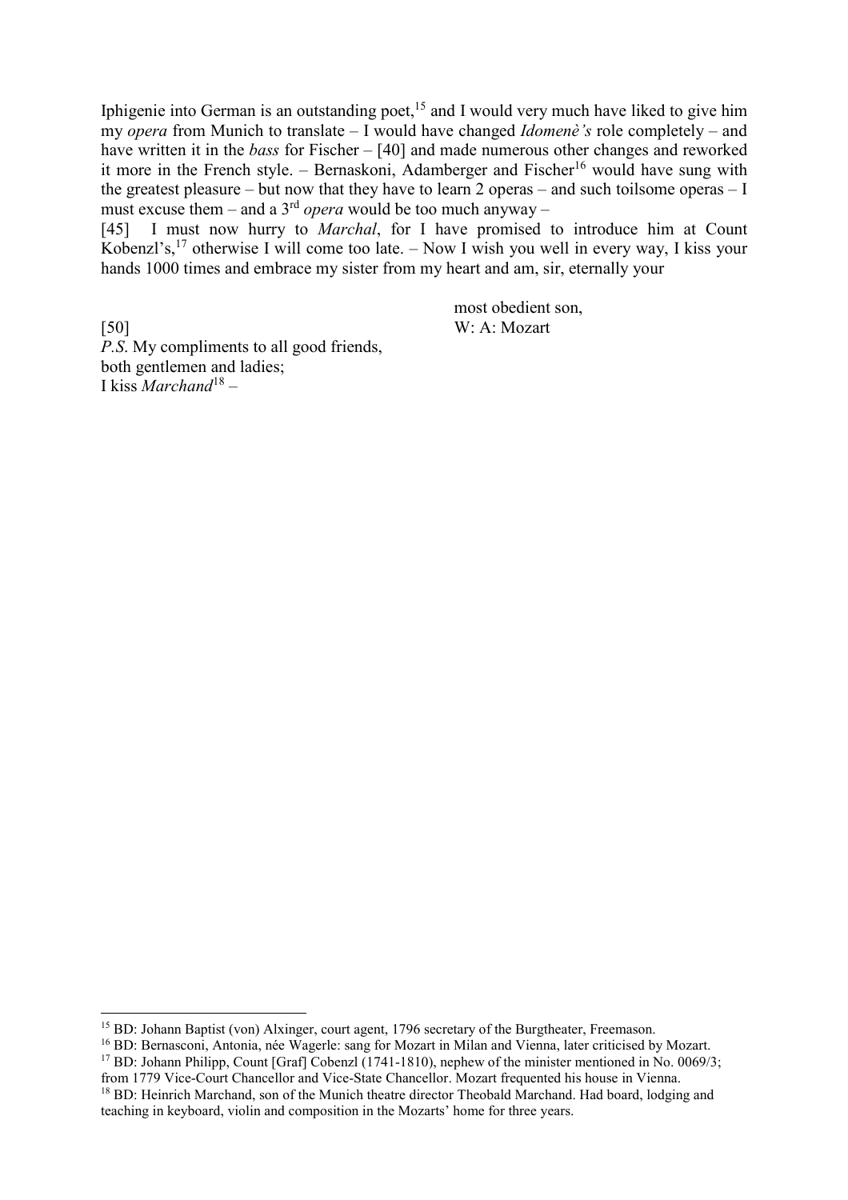Iphigenie into German is an outstanding poet,[15] and I would very much have liked to give him my *opera* from Munich to translate – I would have changed *Idomenè's* role completely – and have written it in the *bass* for Fischer – [40] and made numerous other changes and reworked it more in the French style. – Bernaskoni, Adamberger and Fischer[16] would have sung with the greatest pleasure – but now that they have to learn 2 operas – and such toilsome operas – I must excuse them – and a 3rd *opera* would be too much anyway –

[45] I must now hurry to *Marchal*, for I have promised to introduce him at Count Kobenzl's,[17] otherwise I will come too late. – Now I wish you well in every way, I kiss your hands 1000 times and embrace my sister from my heart and am, sir, eternally your

most obedient son,
[50] W: A: Mozart

*P.S.* My compliments to all good friends,
both gentlemen and ladies;
I kiss *Marchand*[18] –

---

[15] BD: Johann Baptist (von) Alxinger, court agent, 1796 secretary of the Burgtheater, Freemason.

[16] BD: Bernasconi, Antonia, née Wagerle: sang for Mozart in Milan and Vienna, later criticised by Mozart.

[17] BD: Johann Philipp, Count [Graf] Cobenzl (1741-1810), nephew of the minister mentioned in No. 0069/3; from 1779 Vice-Court Chancellor and Vice-State Chancellor. Mozart frequented his house in Vienna.

[18] BD: Heinrich Marchand, son of the Munich theatre director Theobald Marchand. Had board, lodging and teaching in keyboard, violin and composition in the Mozarts' home for three years.